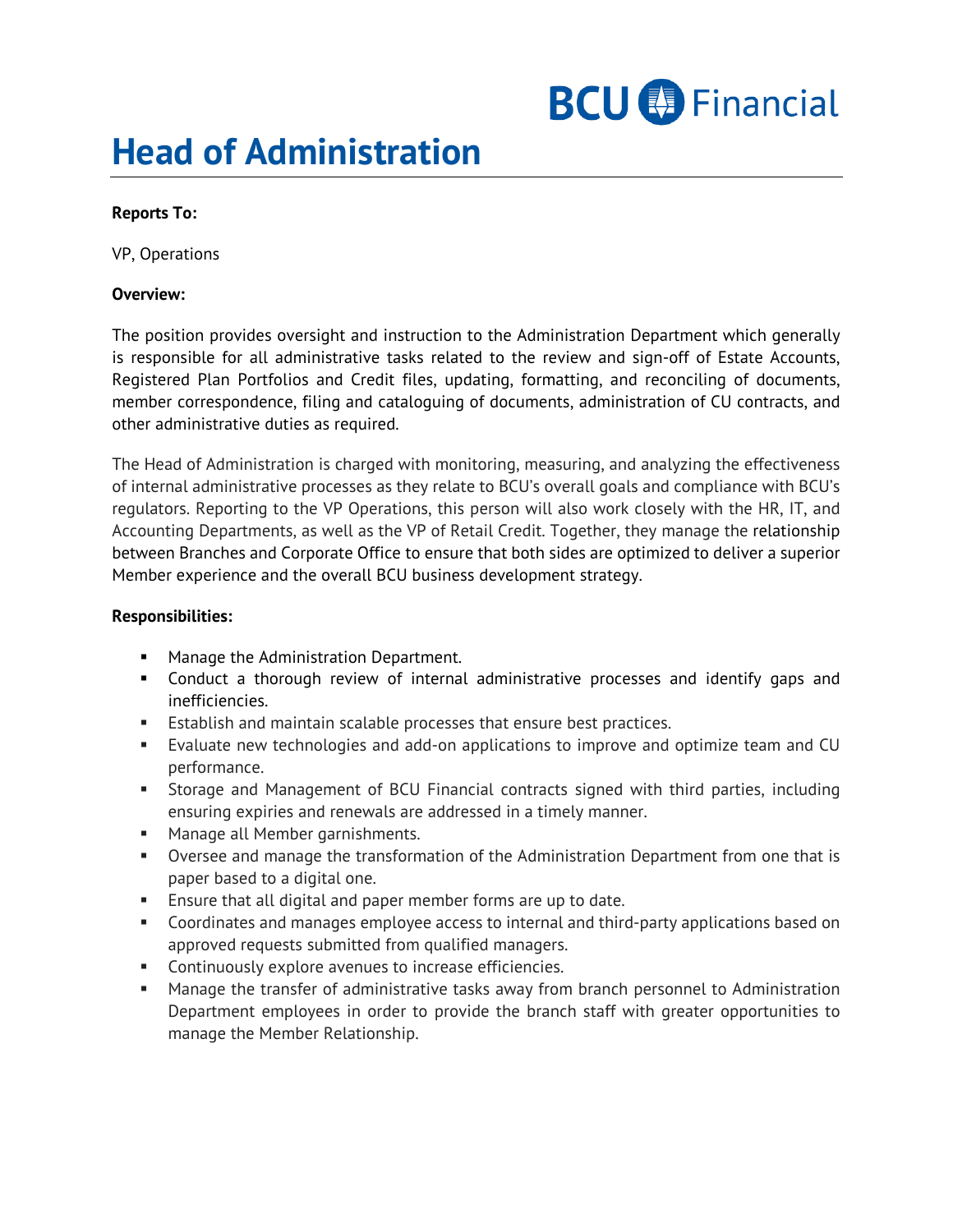BCU Financial

# Head of Administration

**Reports To:**

VP, Operations

**Overview:**

The position provides oversight and instruction to the Administration Department which generally is responsible for all administrative tasks related to the review and sign-off of Estate Accounts, Registered Plan Portfolios and Credit files, updating, formatting, and reconciling of documents, member correspondence, filing and cataloguing of documents, administration of CU contracts, and other administrative duties as required.

The Head of Administration is charged with monitoring, measuring, and analyzing the effectiveness of internal administrative processes as they relate to BCU's overall goals and compliance with BCU's regulators. Reporting to the VP Operations, this person will also work closely with the HR, IT, and Accounting Departments, as well as the VP of Retail Credit. Together, they manage the relationship between Branches and Corporate Office to ensure that both sides are optimized to deliver a superior Member experience and the overall BCU business development strategy.

**Responsibilities:**

- Manage the Administration Department.
- Conduct a thorough review of internal administrative processes and identify gaps and inefficiencies.
- Establish and maintain scalable processes that ensure best practices.
- Evaluate new technologies and add-on applications to improve and optimize team and CU performance.
- Storage and Management of BCU Financial contracts signed with third parties, including ensuring expiries and renewals are addressed in a timely manner.
- Manage all Member garnishments.
- Oversee and manage the transformation of the Administration Department from one that is paper based to a digital one.
- Ensure that all digital and paper member forms are up to date.
- Coordinates and manages employee access to internal and third-party applications based on approved requests submitted from qualified managers.
- Continuously explore avenues to increase efficiencies.
- Manage the transfer of administrative tasks away from branch personnel to Administration Department employees in order to provide the branch staff with greater opportunities to manage the Member Relationship.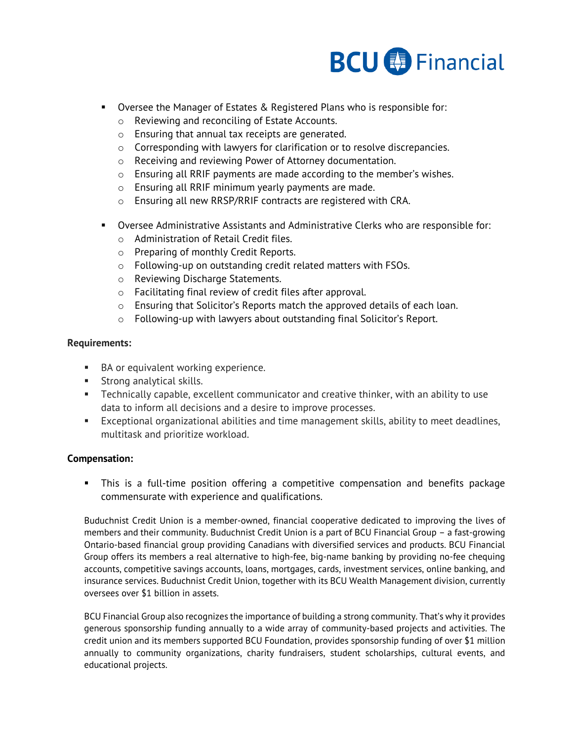- Oversee the Manager of Estates & Registered Plans who is responsible for:
  - Reviewing and reconciling of Estate Accounts.
  - Ensuring that annual tax receipts are generated.
  - Corresponding with lawyers for clarification or to resolve discrepancies.
  - Receiving and reviewing Power of Attorney documentation.
  - Ensuring all RRIF payments are made according to the member's wishes.
  - Ensuring all RRIF minimum yearly payments are made.
  - Ensuring all new RRSP/RRIF contracts are registered with CRA.

- Oversee Administrative Assistants and Administrative Clerks who are responsible for:
  - Administration of Retail Credit files.
  - Preparing of monthly Credit Reports.
  - Following-up on outstanding credit related matters with FSOs.
  - Reviewing Discharge Statements.
  - Facilitating final review of credit files after approval.
  - Ensuring that Solicitor's Reports match the approved details of each loan.
  - Following-up with lawyers about outstanding final Solicitor's Report.

**Requirements:**

- BA or equivalent working experience.
- Strong analytical skills.
- Technically capable, excellent communicator and creative thinker, with an ability to use data to inform all decisions and a desire to improve processes.
- Exceptional organizational abilities and time management skills, ability to meet deadlines, multitask and prioritize workload.

**Compensation:**

- This is a full-time position offering a competitive compensation and benefits package commensurate with experience and qualifications.

Buduchnist Credit Union is a member-owned, financial cooperative dedicated to improving the lives of members and their community. Buduchnist Credit Union is a part of BCU Financial Group – a fast-growing Ontario-based financial group providing Canadians with diversified services and products. BCU Financial Group offers its members a real alternative to high-fee, big-name banking by providing no-fee chequing accounts, competitive savings accounts, loans, mortgages, cards, investment services, online banking, and insurance services. Buduchnist Credit Union, together with its BCU Wealth Management division, currently oversees over $1 billion in assets.

BCU Financial Group also recognizes the importance of building a strong community. That's why it provides generous sponsorship funding annually to a wide array of community-based projects and activities. The credit union and its members supported BCU Foundation, provides sponsorship funding of over $1 million annually to community organizations, charity fundraisers, student scholarships, cultural events, and educational projects.